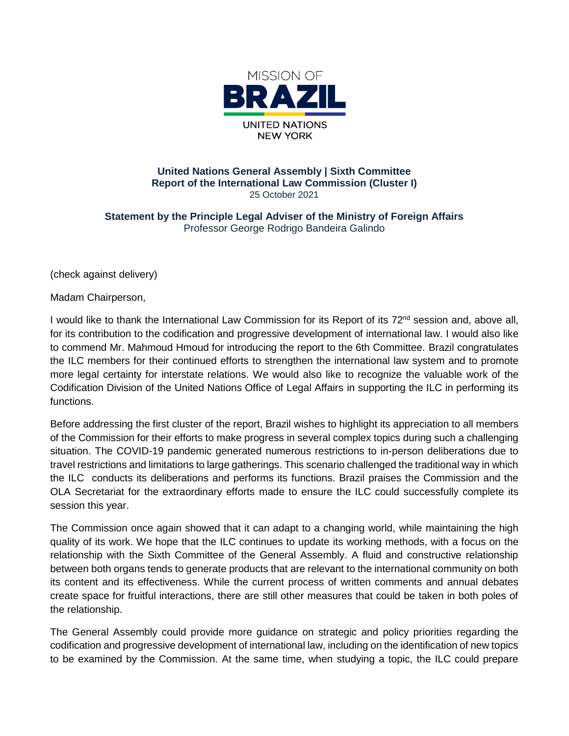MISSION OF
**BRAZIL**
UNITED NATIONS
NEW YORK

**United Nations General Assembly | Sixth Committee**
**Report of the International Law Commission (Cluster I)**
25 October 2021

**Statement by the Principle Legal Adviser of the Ministry of Foreign Affairs**
Professor George Rodrigo Bandeira Galindo

(check against delivery)

Madam Chairperson,

I would like to thank the International Law Commission for its Report of its 72nd session and, above all, for its contribution to the codification and progressive development of international law. I would also like to commend Mr. Mahmoud Hmoud for introducing the report to the 6th Committee. Brazil congratulates the ILC members for their continued efforts to strengthen the international law system and to promote more legal certainty for interstate relations. We would also like to recognize the valuable work of the Codification Division of the United Nations Office of Legal Affairs in supporting the ILC in performing its functions.

Before addressing the first cluster of the report, Brazil wishes to highlight its appreciation to all members of the Commission for their efforts to make progress in several complex topics during such a challenging situation. The COVID-19 pandemic generated numerous restrictions to in-person deliberations due to travel restrictions and limitations to large gatherings. This scenario challenged the traditional way in which the ILC conducts its deliberations and performs its functions. Brazil praises the Commission and the OLA Secretariat for the extraordinary efforts made to ensure the ILC could successfully complete its session this year.

The Commission once again showed that it can adapt to a changing world, while maintaining the high quality of its work. We hope that the ILC continues to update its working methods, with a focus on the relationship with the Sixth Committee of the General Assembly. A fluid and constructive relationship between both organs tends to generate products that are relevant to the international community on both its content and its effectiveness. While the current process of written comments and annual debates create space for fruitful interactions, there are still other measures that could be taken in both poles of the relationship.

The General Assembly could provide more guidance on strategic and policy priorities regarding the codification and progressive development of international law, including on the identification of new topics to be examined by the Commission. At the same time, when studying a topic, the ILC could prepare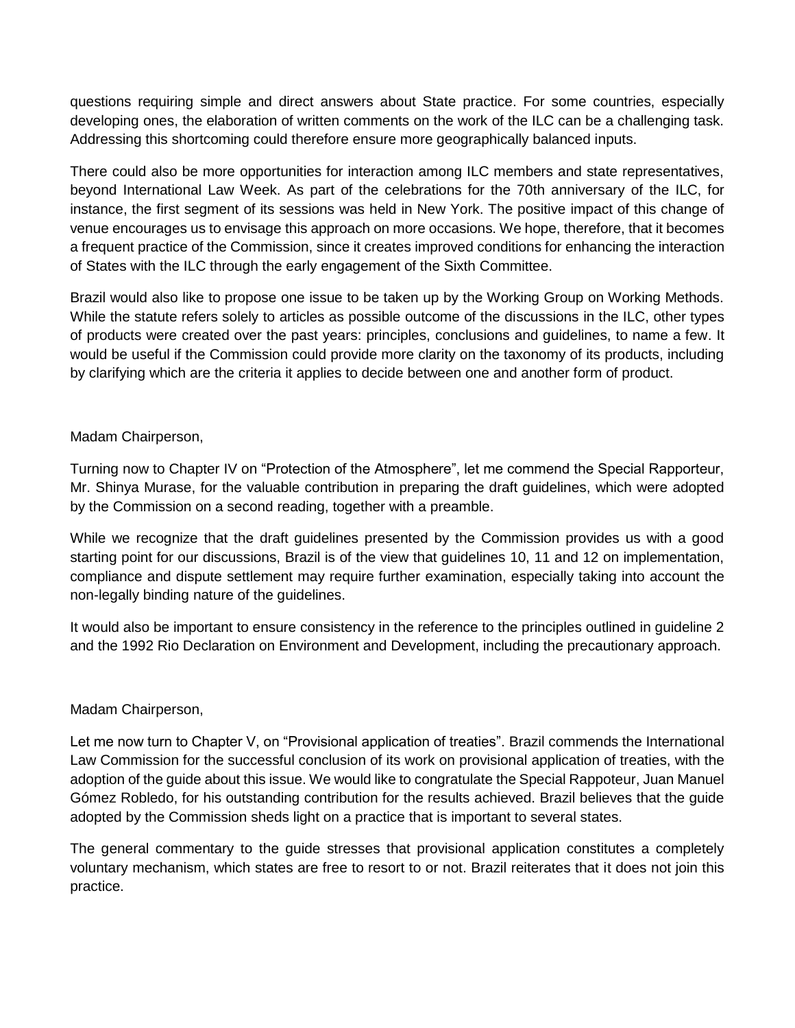questions requiring simple and direct answers about State practice. For some countries, especially developing ones, the elaboration of written comments on the work of the ILC can be a challenging task. Addressing this shortcoming could therefore ensure more geographically balanced inputs.

There could also be more opportunities for interaction among ILC members and state representatives, beyond International Law Week. As part of the celebrations for the 70th anniversary of the ILC, for instance, the first segment of its sessions was held in New York. The positive impact of this change of venue encourages us to envisage this approach on more occasions. We hope, therefore, that it becomes a frequent practice of the Commission, since it creates improved conditions for enhancing the interaction of States with the ILC through the early engagement of the Sixth Committee.

Brazil would also like to propose one issue to be taken up by the Working Group on Working Methods. While the statute refers solely to articles as possible outcome of the discussions in the ILC, other types of products were created over the past years: principles, conclusions and guidelines, to name a few. It would be useful if the Commission could provide more clarity on the taxonomy of its products, including by clarifying which are the criteria it applies to decide between one and another form of product.

Madam Chairperson,

Turning now to Chapter IV on "Protection of the Atmosphere", let me commend the Special Rapporteur, Mr. Shinya Murase, for the valuable contribution in preparing the draft guidelines, which were adopted by the Commission on a second reading, together with a preamble.

While we recognize that the draft guidelines presented by the Commission provides us with a good starting point for our discussions, Brazil is of the view that guidelines 10, 11 and 12 on implementation, compliance and dispute settlement may require further examination, especially taking into account the non-legally binding nature of the guidelines.

It would also be important to ensure consistency in the reference to the principles outlined in guideline 2 and the 1992 Rio Declaration on Environment and Development, including the precautionary approach.

Madam Chairperson,

Let me now turn to Chapter V, on "Provisional application of treaties". Brazil commends the International Law Commission for the successful conclusion of its work on provisional application of treaties, with the adoption of the guide about this issue. We would like to congratulate the Special Rapporteur, Juan Manuel Gómez Robledo, for his outstanding contribution for the results achieved. Brazil believes that the guide adopted by the Commission sheds light on a practice that is important to several states.

The general commentary to the guide stresses that provisional application constitutes a completely voluntary mechanism, which states are free to resort to or not. Brazil reiterates that it does not join this practice.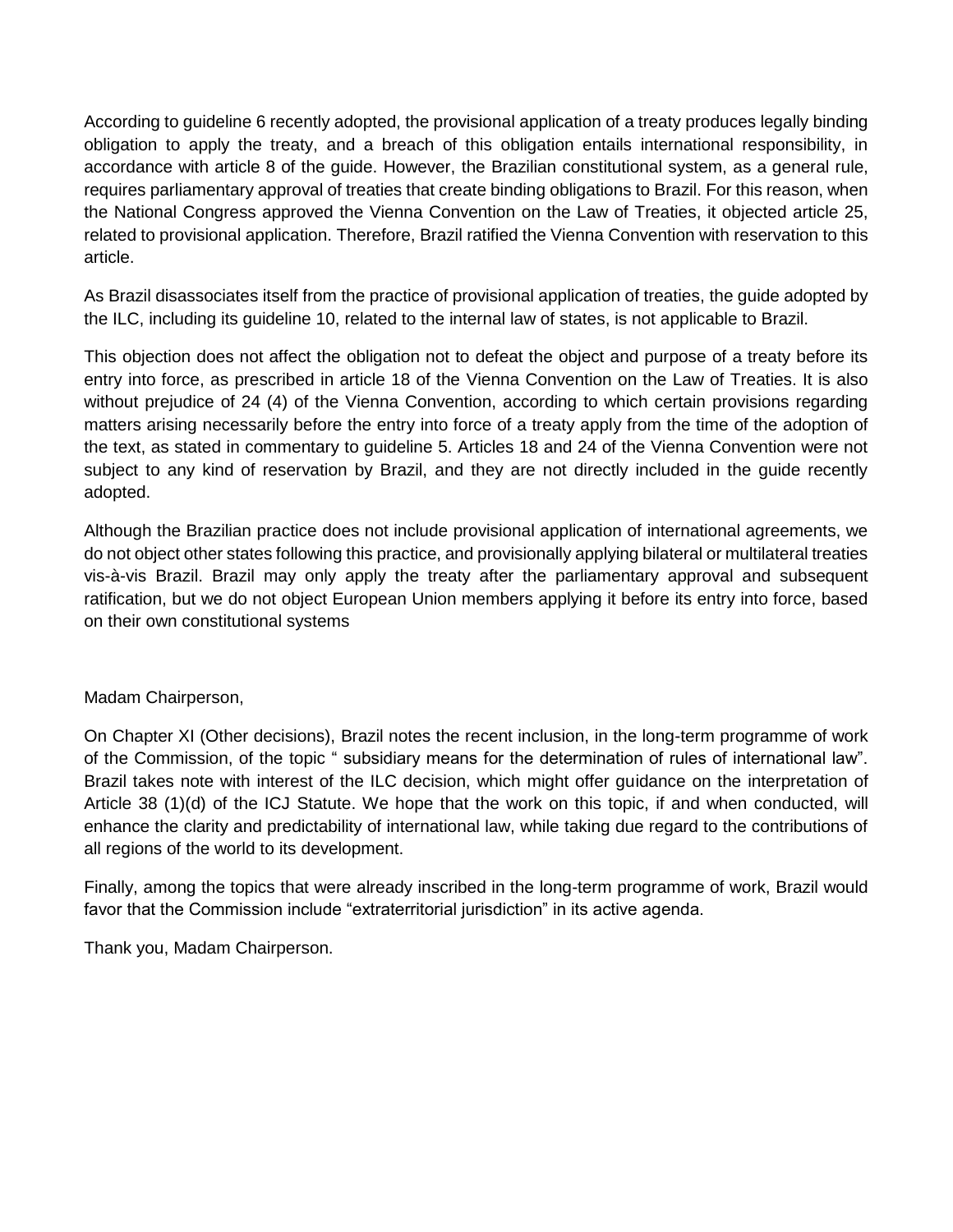According to guideline 6 recently adopted, the provisional application of a treaty produces legally binding obligation to apply the treaty, and a breach of this obligation entails international responsibility, in accordance with article 8 of the guide. However, the Brazilian constitutional system, as a general rule, requires parliamentary approval of treaties that create binding obligations to Brazil. For this reason, when the National Congress approved the Vienna Convention on the Law of Treaties, it objected article 25, related to provisional application. Therefore, Brazil ratified the Vienna Convention with reservation to this article.

As Brazil disassociates itself from the practice of provisional application of treaties, the guide adopted by the ILC, including its guideline 10, related to the internal law of states, is not applicable to Brazil.

This objection does not affect the obligation not to defeat the object and purpose of a treaty before its entry into force, as prescribed in article 18 of the Vienna Convention on the Law of Treaties. It is also without prejudice of 24 (4) of the Vienna Convention, according to which certain provisions regarding matters arising necessarily before the entry into force of a treaty apply from the time of the adoption of the text, as stated in commentary to guideline 5. Articles 18 and 24 of the Vienna Convention were not subject to any kind of reservation by Brazil, and they are not directly included in the guide recently adopted.

Although the Brazilian practice does not include provisional application of international agreements, we do not object other states following this practice, and provisionally applying bilateral or multilateral treaties vis-à-vis Brazil. Brazil may only apply the treaty after the parliamentary approval and subsequent ratification, but we do not object European Union members applying it before its entry into force, based on their own constitutional systems

Madam Chairperson,

On Chapter XI (Other decisions), Brazil notes the recent inclusion, in the long-term programme of work of the Commission, of the topic " subsidiary means for the determination of rules of international law". Brazil takes note with interest of the ILC decision, which might offer guidance on the interpretation of Article 38 (1)(d) of the ICJ Statute. We hope that the work on this topic, if and when conducted, will enhance the clarity and predictability of international law, while taking due regard to the contributions of all regions of the world to its development.

Finally, among the topics that were already inscribed in the long-term programme of work, Brazil would favor that the Commission include "extraterritorial jurisdiction" in its active agenda.

Thank you, Madam Chairperson.